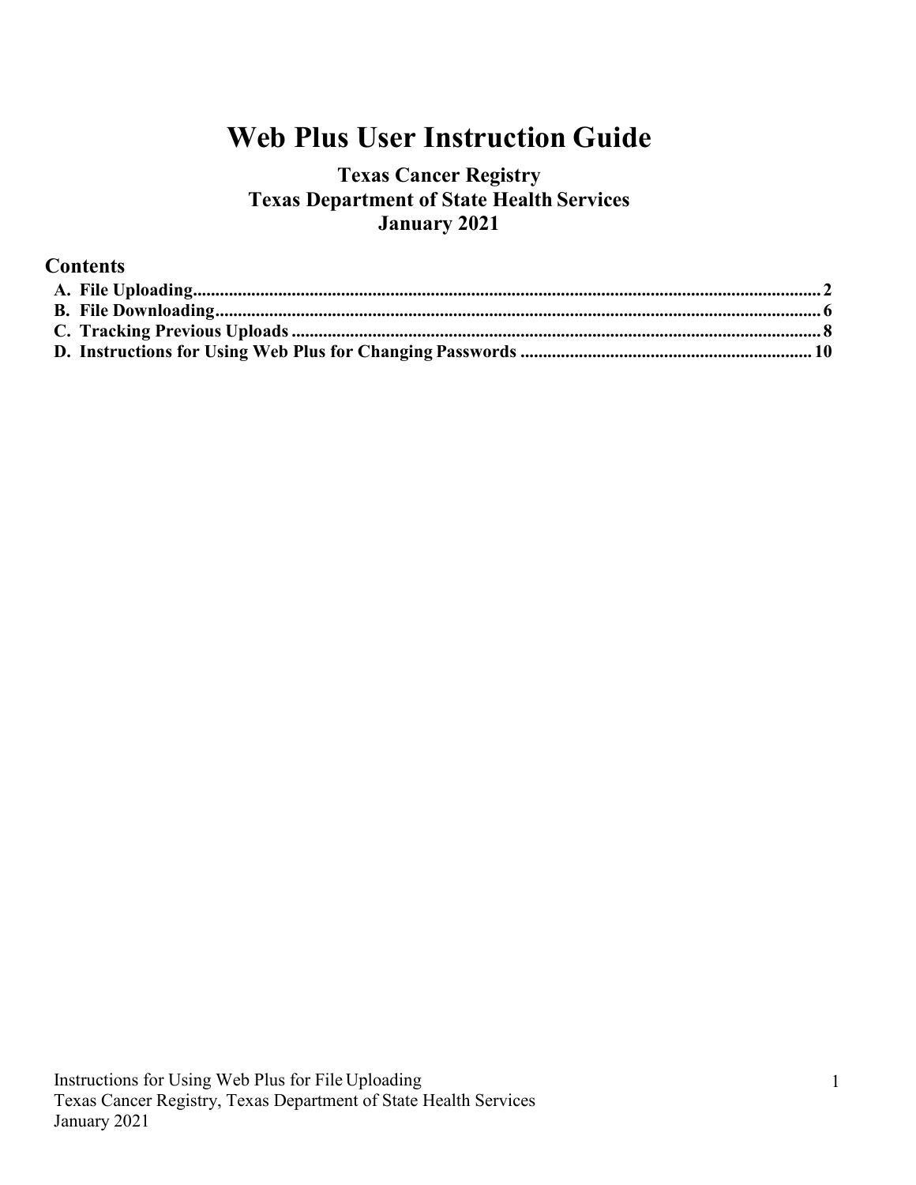# Web Plus User Instruction Guide

## Texas Cancer Registry
## Texas Department of State Health Services
## January 2021

### Contents

- **A. File Uploading ........ 2**
- **B. File Downloading ........ 6**
- **C. Tracking Previous Uploads ........ 8**
- **D. Instructions for Using Web Plus for Changing Passwords ........ 10**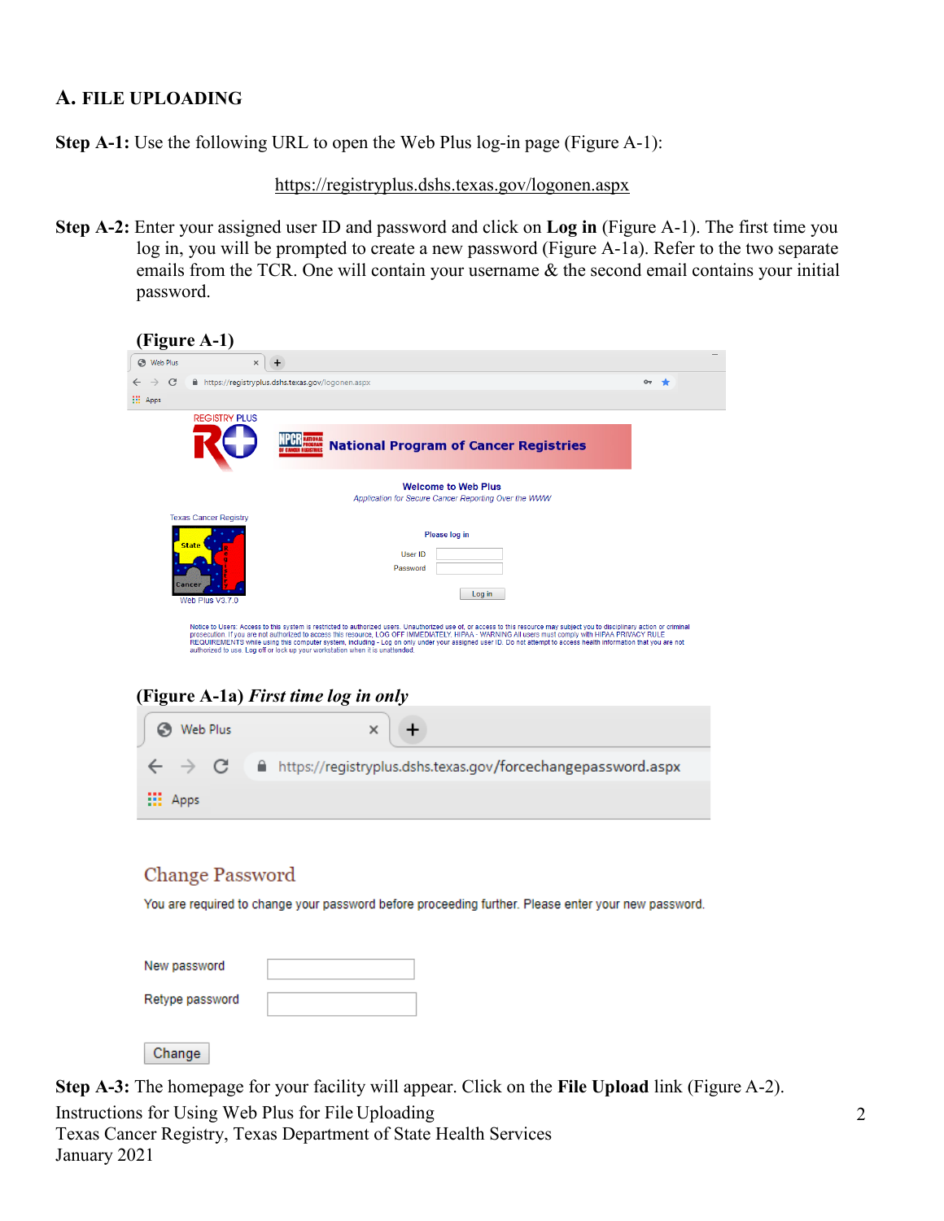## A. FILE UPLOADING

**Step A-1:** Use the following URL to open the Web Plus log-in page (Figure A-1):

https://registryplus.dshs.texas.gov/logonen.aspx

**Step A-2:** Enter your assigned user ID and password and click on **Log in** (Figure A-1). The first time you log in, you will be prompted to create a new password (Figure A-1a). Refer to the two separate emails from the TCR. One will contain your username & the second email contains your initial password.

**(Figure A-1)**

**(Figure A-1a)** ***First time log in only***

**Step A-3:** The homepage for your facility will appear. Click on the **File Upload** link (Figure A-2).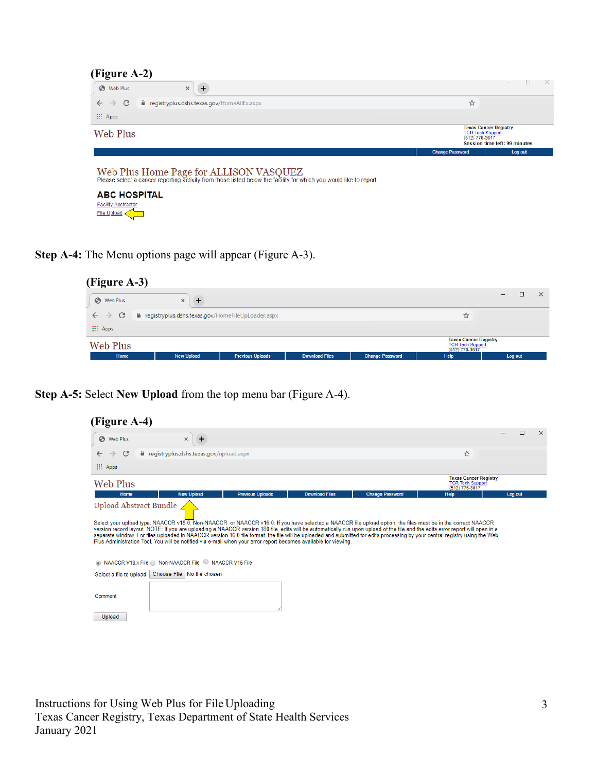**(Figure A-2)**

**Step A-4:** The Menu options page will appear (Figure A-3).

**(Figure A-3)**

**Step A-5:** Select **New Upload** from the top menu bar (Figure A-4).

**(Figure A-4)**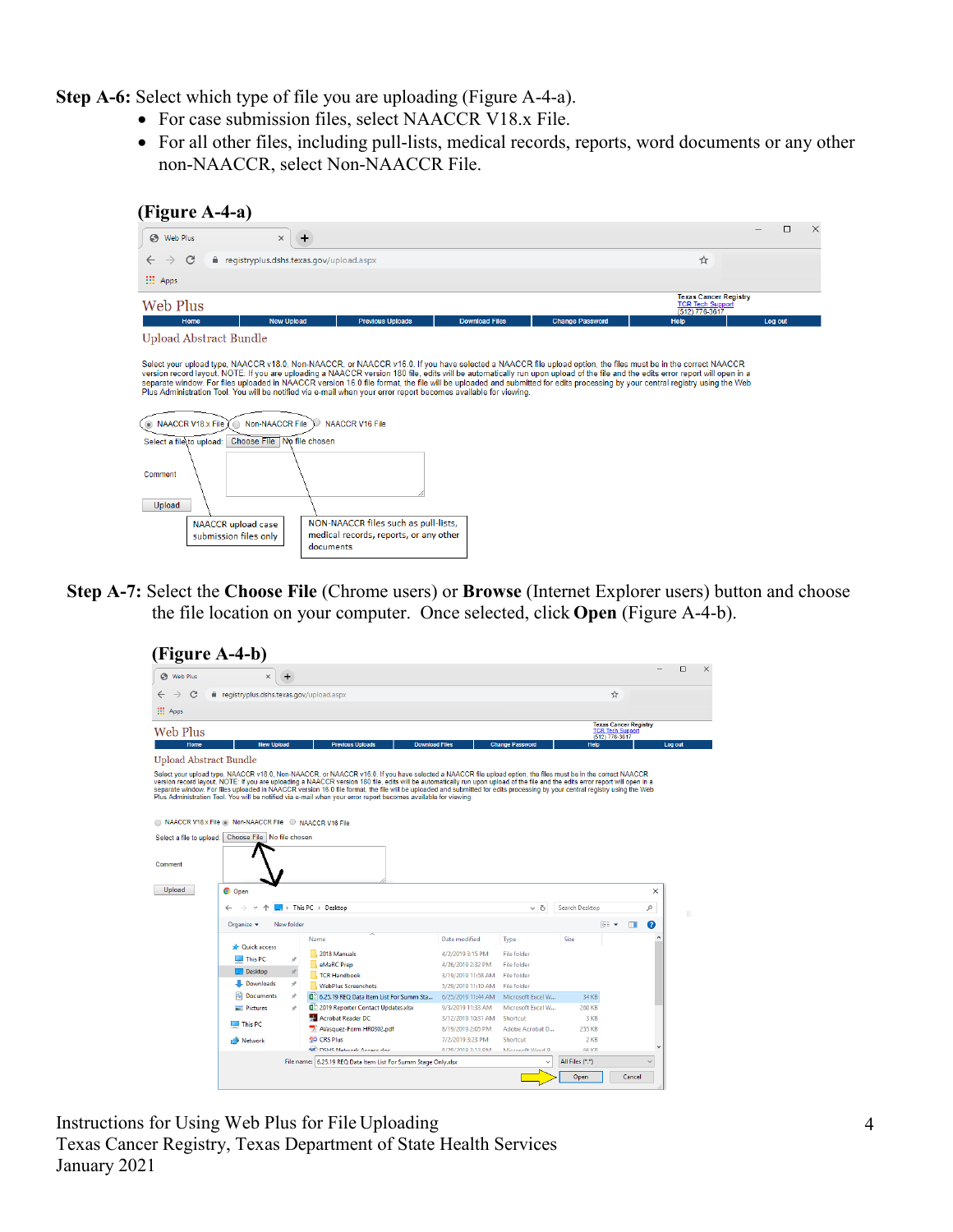**Step A-6:** Select which type of file you are uploading (Figure A-4-a).

- For case submission files, select NAACCR V18.x File.
- For all other files, including pull-lists, medical records, reports, word documents or any other non-NAACCR, select Non-NAACCR File.

**(Figure A-4-a)**

**Step A-7:** Select the **Choose File** (Chrome users) or **Browse** (Internet Explorer users) button and choose the file location on your computer. Once selected, click **Open** (Figure A-4-b).

**(Figure A-4-b)**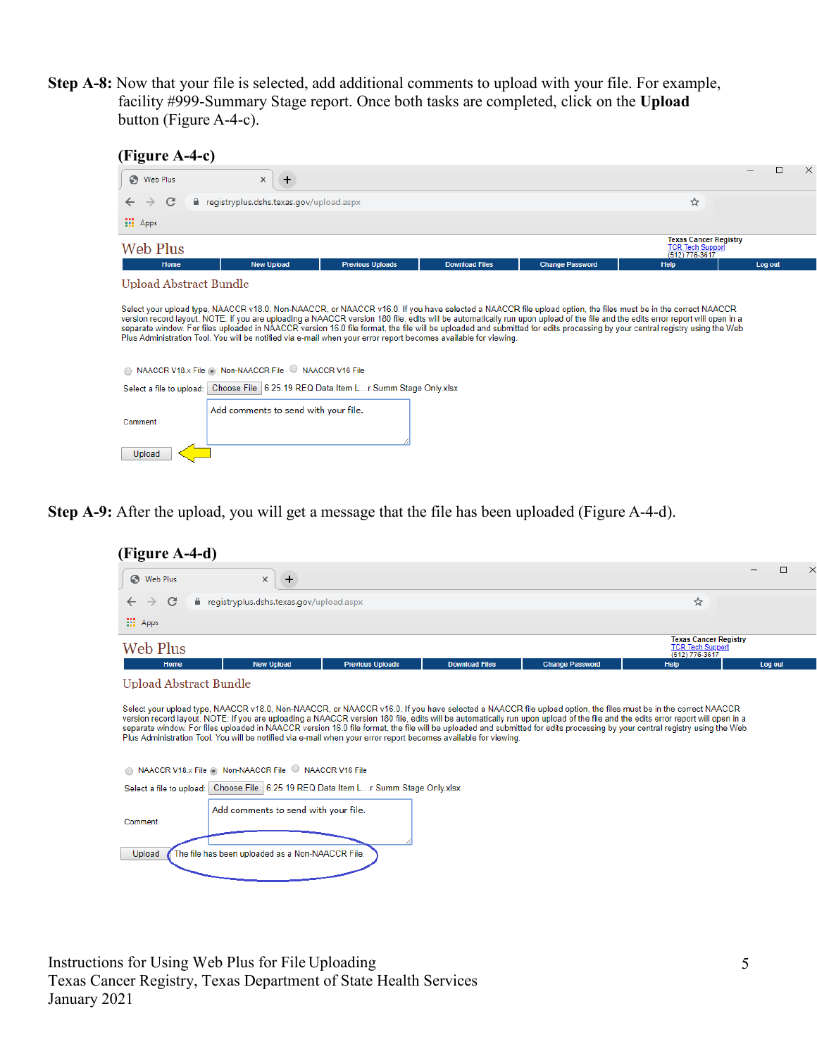**Step A-8:** Now that your file is selected, add additional comments to upload with your file. For example, facility #999-Summary Stage report. Once both tasks are completed, click on the **Upload** button (Figure A-4-c).

**(Figure A-4-c)**

Web Plus

registryplus.dshs.texas.gov/upload.aspx

Texas Cancer Registry
TCR Tech Support
(512) 776-3617

Home | New Upload | Previous Uploads | Download Files | Change Password | Help | Log out

Upload Abstract Bundle

Select your upload type, NAACCR v18.0, Non-NAACCR, or NAACCR v16.0. If you have selected a NAACCR file upload option, the files must be in the correct NAACCR version record layout. NOTE: If you are uploading a NAACCR version 180 file, edits will be automatically run upon upload of the file and the edits error report will open in a separate window. For files uploaded in NAACCR version 16.0 file format, the file will be uploaded and submitted for edits processing by your central registry using the Web Plus Administration Tool. You will be notified via e-mail when your error report becomes available for viewing.

NAACCR V18.x File | Non-NAACCR File | NAACCR V16 File

Select a file to upload: Choose File 6.25.19 REQ Data Item L...r Summ Stage Only.xlsx

Comment: Add comments to send with your file.

Upload

**Step A-9:** After the upload, you will get a message that the file has been uploaded (Figure A-4-d).

**(Figure A-4-d)**

Web Plus

registryplus.dshs.texas.gov/upload.aspx

Texas Cancer Registry
TCR Tech Support
(512) 776-3617

Home | New Upload | Previous Uploads | Download Files | Change Password | Help | Log out

Upload Abstract Bundle

Select your upload type, NAACCR v18.0, Non-NAACCR, or NAACCR v16.0. If you have selected a NAACCR file upload option, the files must be in the correct NAACCR version record layout. NOTE: If you are uploading a NAACCR version 180 file, edits will be automatically run upon upload of the file and the edits error report will open in a separate window. For files uploaded in NAACCR version 16.0 file format, the file will be uploaded and submitted for edits processing by your central registry using the Web Plus Administration Tool. You will be notified via e-mail when your error report becomes available for viewing.

NAACCR V18.x File | Non-NAACCR File | NAACCR V16 File

Select a file to upload: Choose File 6.25.19 REQ Data Item L...r Summ Stage Only.xlsx

Comment: Add comments to send with your file.

Upload — The file has been uploaded as a Non-NAACCR File

Instructions for Using Web Plus for File Uploading
Texas Cancer Registry, Texas Department of State Health Services
January 2021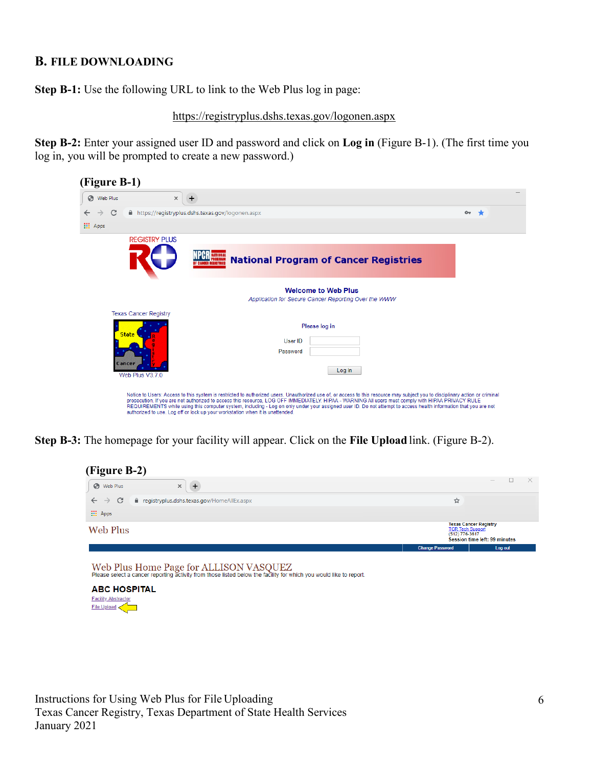## B. FILE DOWNLOADING

**Step B-1:** Use the following URL to link to the Web Plus log in page:

https://registryplus.dshs.texas.gov/logonen.aspx

**Step B-2:** Enter your assigned user ID and password and click on **Log in** (Figure B-1). (The first time you log in, you will be prompted to create a new password.)

**(Figure B-1)**

**Step B-3:** The homepage for your facility will appear. Click on the **File Upload** link. (Figure B-2).

**(Figure B-2)**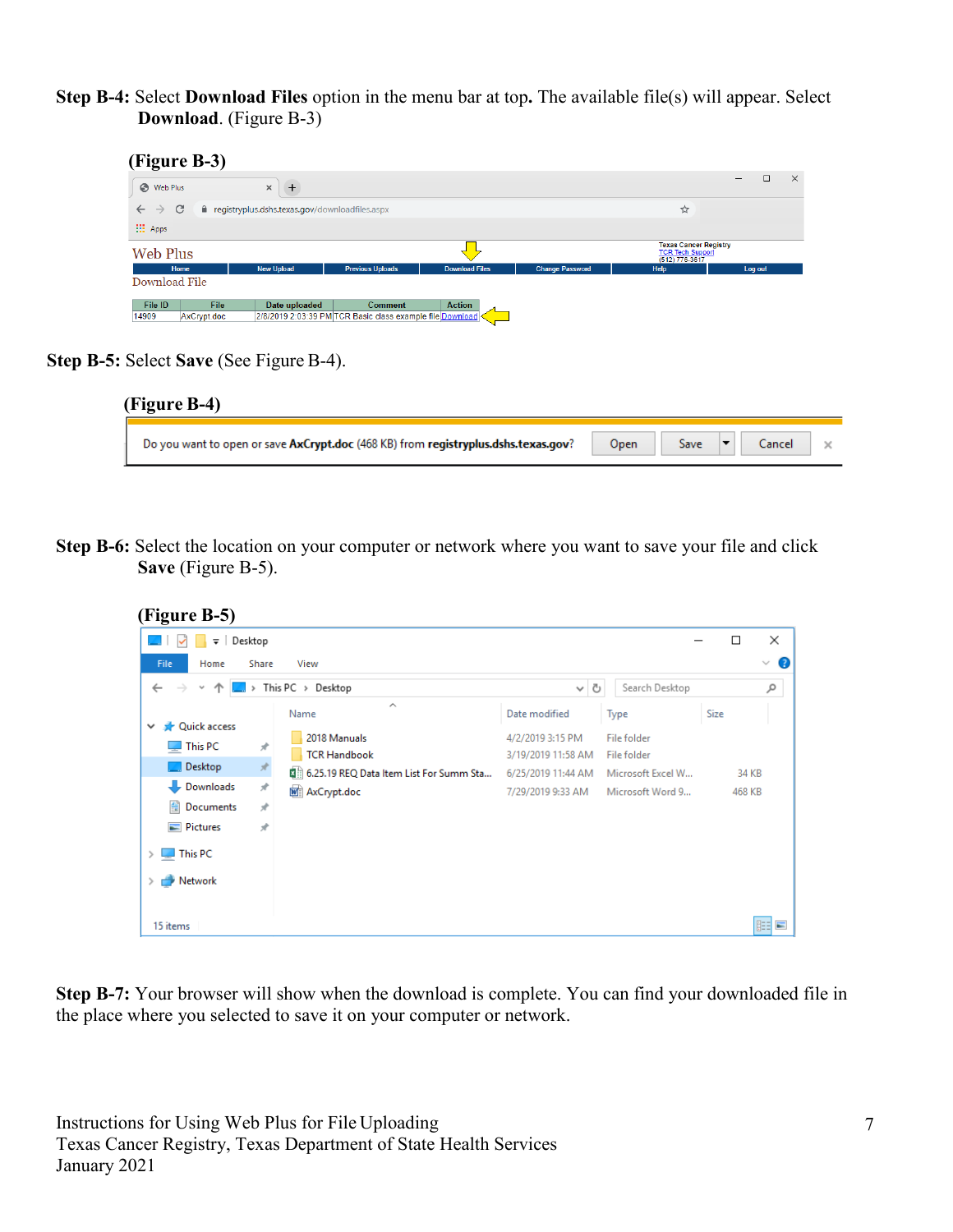**Step B-4:** Select **Download Files** option in the menu bar at top**.** The available file(s) will appear. Select **Download**. (Figure B-3)

**(Figure B-3)**

**Step B-5:** Select **Save** (See Figure B-4).

**(Figure B-4)**

**Step B-6:** Select the location on your computer or network where you want to save your file and click **Save** (Figure B-5).

**(Figure B-5)**

**Step B-7:** Your browser will show when the download is complete. You can find your downloaded file in the place where you selected to save it on your computer or network.

Instructions for Using Web Plus for File Uploading
Texas Cancer Registry, Texas Department of State Health Services
January 2021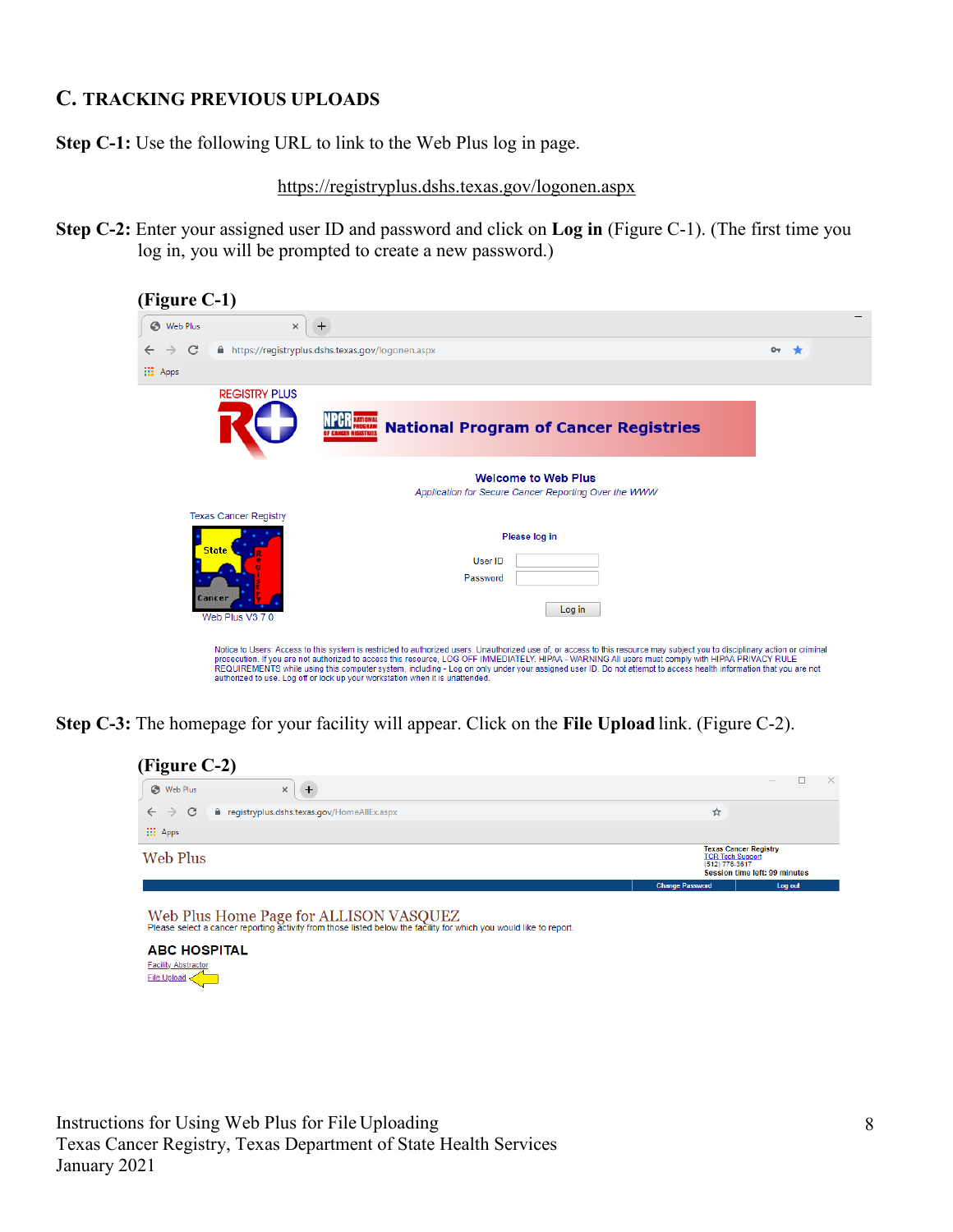## C. TRACKING PREVIOUS UPLOADS

**Step C-1:** Use the following URL to link to the Web Plus log in page.

https://registryplus.dshs.texas.gov/logonen.aspx

**Step C-2:** Enter your assigned user ID and password and click on **Log in** (Figure C-1). (The first time you log in, you will be prompted to create a new password.)

**(Figure C-1)**

**Step C-3:** The homepage for your facility will appear. Click on the **File Upload** link. (Figure C-2).

**(Figure C-2)**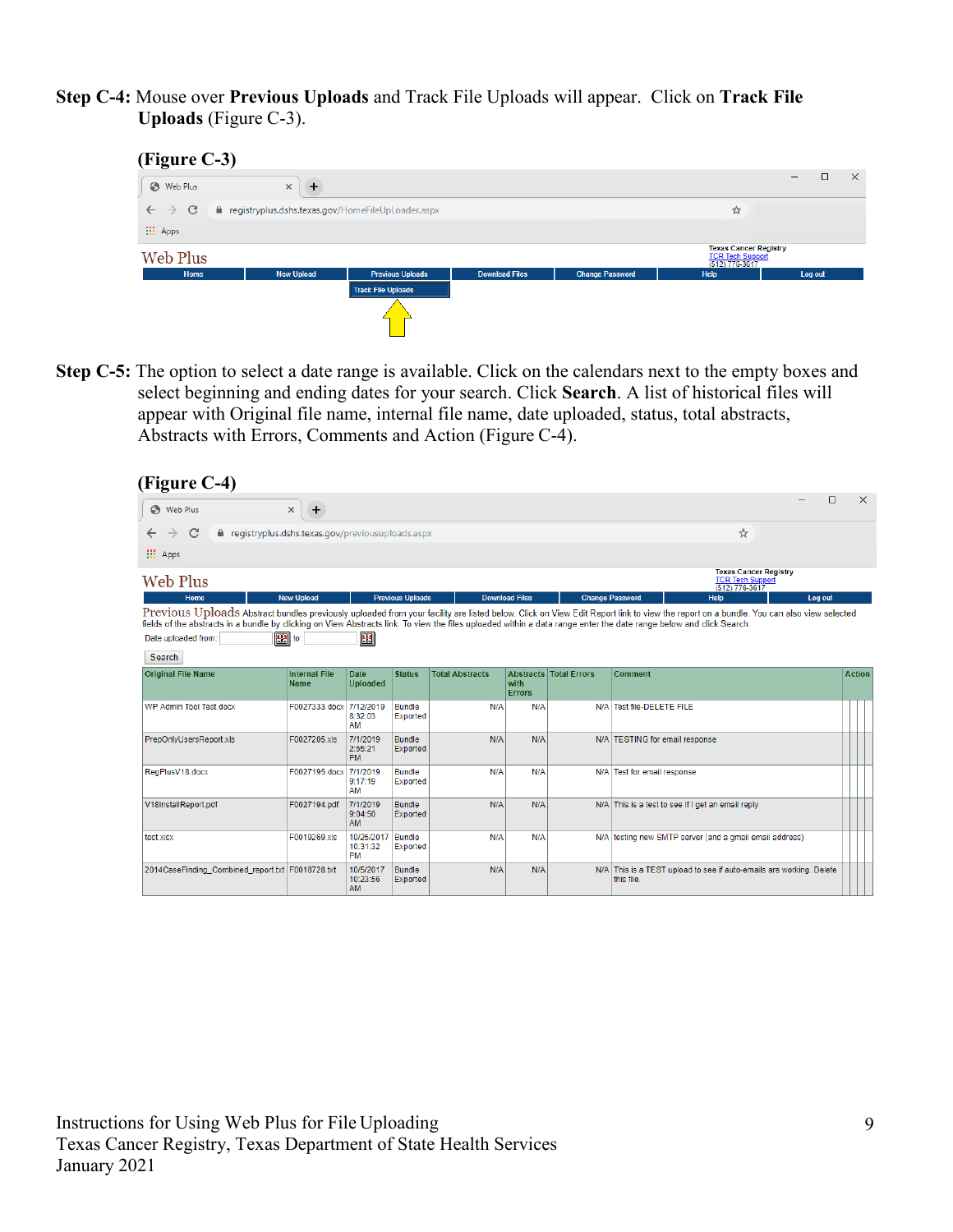**Step C-4:** Mouse over **Previous Uploads** and Track File Uploads will appear. Click on **Track File Uploads** (Figure C-3).

**(Figure C-3)**

**Step C-5:** The option to select a date range is available. Click on the calendars next to the empty boxes and select beginning and ending dates for your search. Click **Search**. A list of historical files will appear with Original file name, internal file name, date uploaded, status, total abstracts, Abstracts with Errors, Comments and Action (Figure C-4).

**(Figure C-4)**

Instructions for Using Web Plus for File Uploading
Texas Cancer Registry, Texas Department of State Health Services
January 2021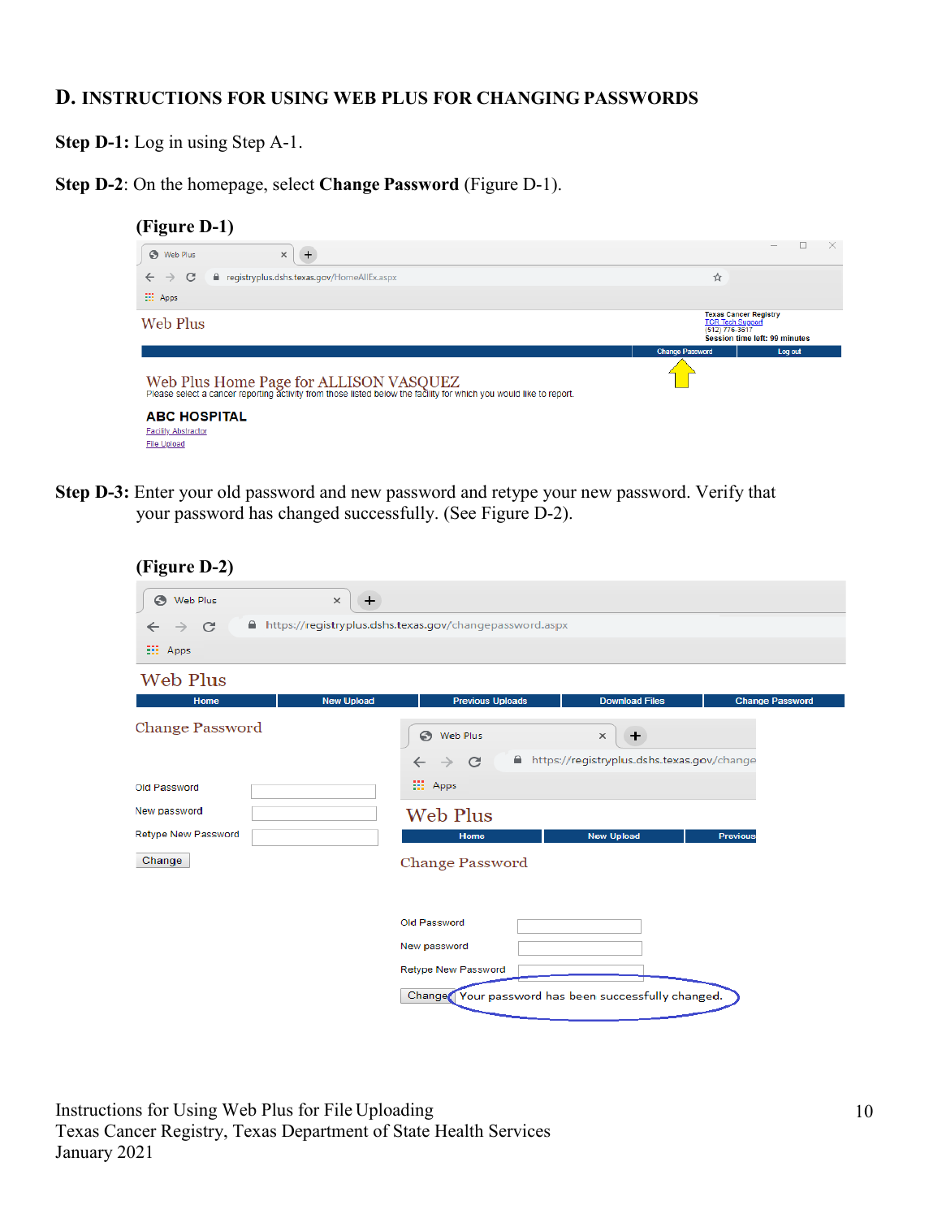## D. INSTRUCTIONS FOR USING WEB PLUS FOR CHANGING PASSWORDS

**Step D-1:** Log in using Step A-1.

**Step D-2**: On the homepage, select **Change Password** (Figure D-1).

**(Figure D-1)**

**Step D-3:** Enter your old password and new password and retype your new password. Verify that your password has changed successfully. (See Figure D-2).

**(Figure D-2)**